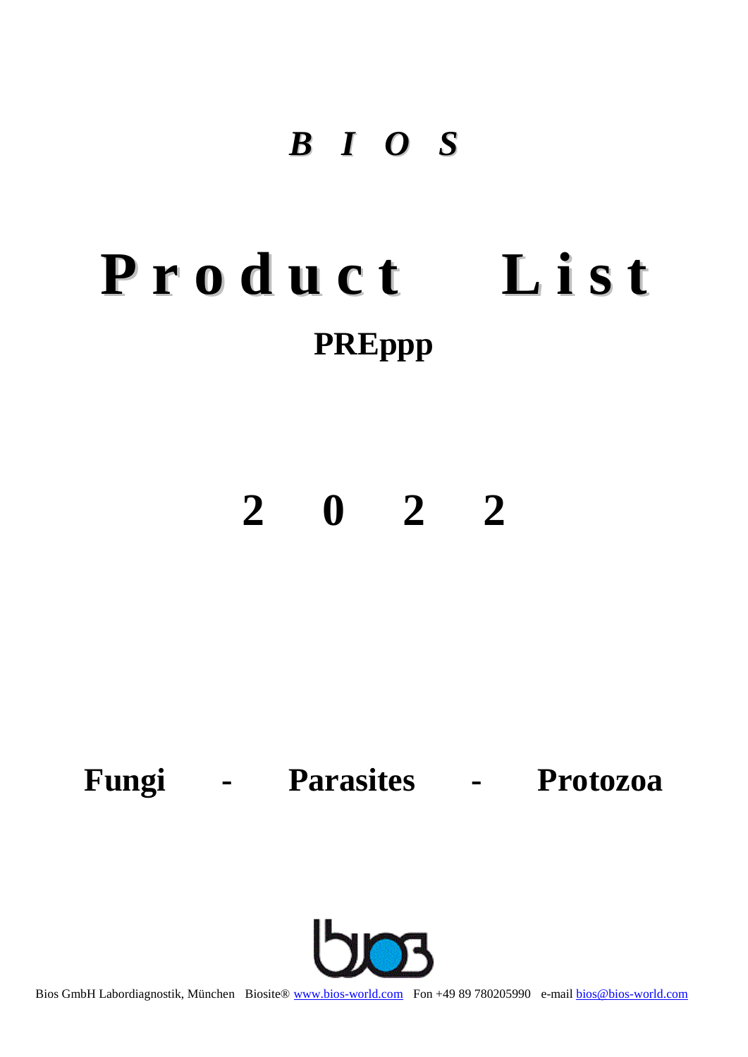# *B I O S*

# Product List

## PREppp

## 2 0 2 2

## Fungi - Parasites - Protozoa

Bios GmbH Labordiagnostik, München Biosite® www.bios-world.com Fon +49 89 780205990 e-mail bios@bios-world.com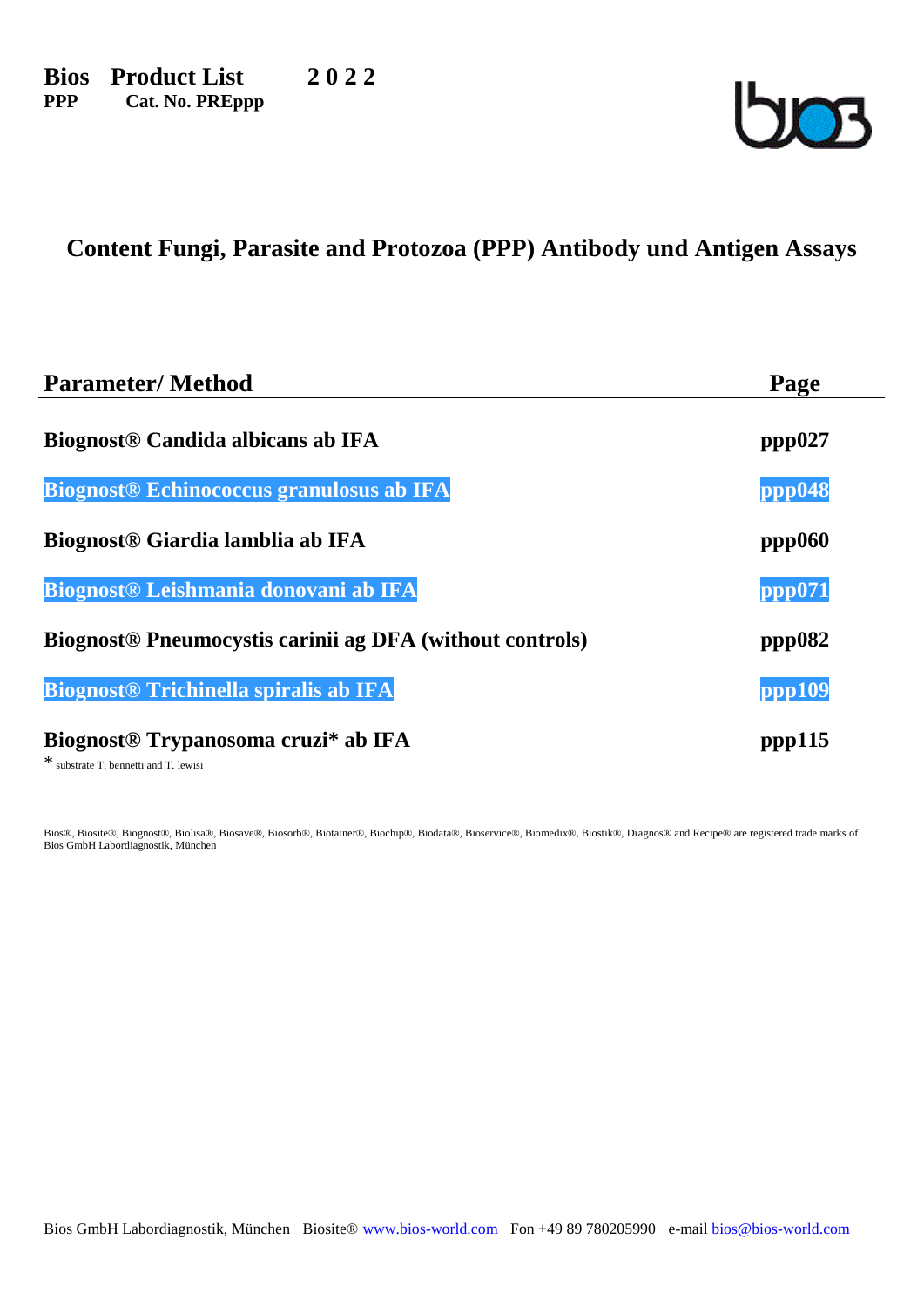**Bios Product List 2 0 2 2**
**PPP Cat. No. PREppp**

## Content Fungi, Parasite and Protozoa (PPP) Antibody und Antigen Assays

| Parameter/ Method | Page |
|---|---|
| **Biognost® Candida albicans ab IFA** | **ppp027** |
| **Biognost® Echinococcus granulosus ab IFA** | **ppp048** |
| **Biognost® Giardia lamblia ab IFA** | **ppp060** |
| **Biognost® Leishmania donovani ab IFA** | **ppp071** |
| **Biognost® Pneumocystis carinii ag DFA (without controls)** | **ppp082** |
| **Biognost® Trichinella spiralis ab IFA** | **ppp109** |
| **Biognost® Trypanosoma cruzi* ab IFA** | **ppp115** |

* substrate T. bennetti and T. lewisi

Bios®, Biosite®, Biognost®, Biolisa®, Biosave®, Biosorb®, Biotainer®, Biochip®, Biodata®, Bioservice®, Biomedix®, Biostik®, Diagnos® and Recipe® are registered trade marks of Bios GmbH Labordiagnostik, München

Bios GmbH Labordiagnostik, München Biosite® www.bios-world.com Fon +49 89 780205990 e-mail bios@bios-world.com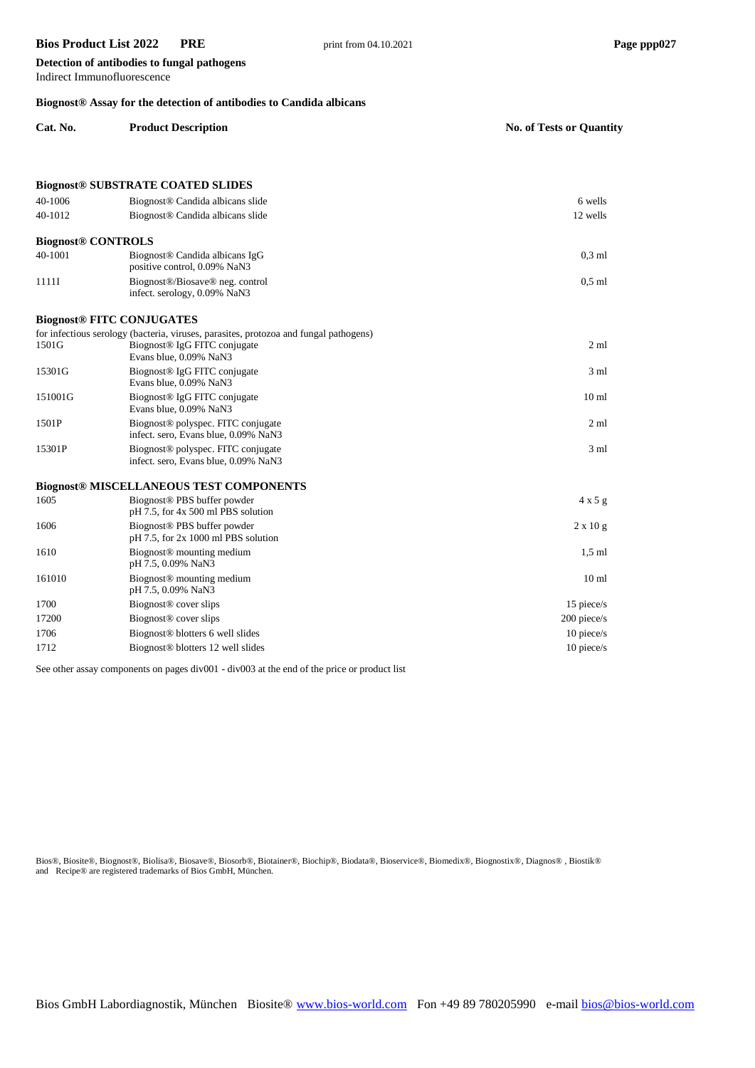**Detection of antibodies to fungal pathogens**
Indirect Immunofluorescence

**Biognost® Assay for the detection of antibodies to Candida albicans**

| Cat. No. | Product Description | No. of Tests or Quantity |
|---|---|---|
| | **Biognost® SUBSTRATE COATED SLIDES** | |
| 40-1006 | Biognost® Candida albicans slide | 6 wells |
| 40-1012 | Biognost® Candida albicans slide | 12 wells |
| **Biognost® CONTROLS** | | |
| 40-1001 | Biognost® Candida albicans IgG positive control, 0.09% NaN3 | 0,3 ml |
| 1111I | Biognost®/Biosave® neg. control infect. serology, 0.09% NaN3 | 0,5 ml |
| **Biognost® FITC CONJUGATES** | | |
| | for infectious serology (bacteria, viruses, parasites, protozoa and fungal pathogens) | |
| 1501G | Biognost® IgG FITC conjugate Evans blue, 0.09% NaN3 | 2 ml |
| 15301G | Biognost® IgG FITC conjugate Evans blue, 0.09% NaN3 | 3 ml |
| 151001G | Biognost® IgG FITC conjugate Evans blue, 0.09% NaN3 | 10 ml |
| 1501P | Biognost® polyspec. FITC conjugate infect. sero, Evans blue, 0.09% NaN3 | 2 ml |
| 15301P | Biognost® polyspec. FITC conjugate infect. sero, Evans blue, 0.09% NaN3 | 3 ml |
| | **Biognost® MISCELLANEOUS TEST COMPONENTS** | |
| 1605 | Biognost® PBS buffer powder pH 7.5, for 4x 500 ml PBS solution | 4 x 5 g |
| 1606 | Biognost® PBS buffer powder pH 7.5, for 2x 1000 ml PBS solution | 2 x 10 g |
| 1610 | Biognost® mounting medium pH 7.5, 0.09% NaN3 | 1,5 ml |
| 161010 | Biognost® mounting medium pH 7.5, 0.09% NaN3 | 10 ml |
| 1700 | Biognost® cover slips | 15 piece/s |
| 17200 | Biognost® cover slips | 200 piece/s |
| 1706 | Biognost® blotters 6 well slides | 10 piece/s |
| 1712 | Biognost® blotters 12 well slides | 10 piece/s |

See other assay components on pages div001 - div003 at the end of the price or product list

Bios®, Biosite®, Biognost®, Biolisa®, Biosave®, Biosorb®, Biotainer®, Biochip®, Biodata®, Bioservice®, Biomedix®, Biognostix®, Diagnos® , Biostik® and Recipe® are registered trademarks of Bios GmbH, München.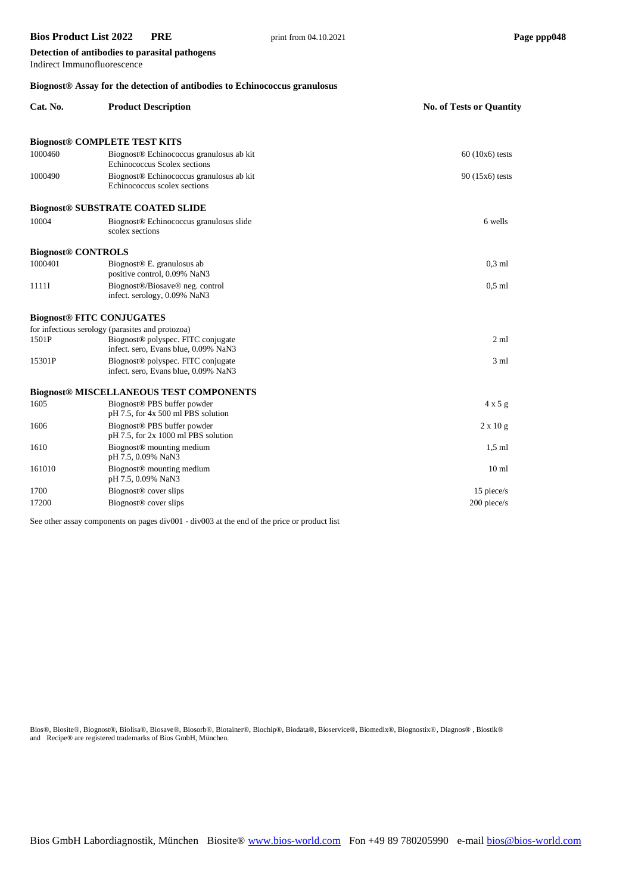**Detection of antibodies to parasital pathogens**
Indirect Immunofluorescence

**Biognost® Assay for the detection of antibodies to Echinococcus granulosus**

| Cat. No. | Product Description | No. of Tests or Quantity |
|---|---|---|
| **Biognost® COMPLETE TEST KITS** | | |
| 1000460 | Biognost® Echinococcus granulosus ab kit<br>Echinococcus Scolex sections | 60 (10x6) tests |
| 1000490 | Biognost® Echinococcus granulosus ab kit<br>Echinococcus scolex sections | 90 (15x6) tests |
| **Biognost® SUBSTRATE COATED SLIDE** | | |
| 10004 | Biognost® Echinococcus granulosus slide<br>scolex sections | 6 wells |
| **Biognost® CONTROLS** | | |
| 1000401 | Biognost® E. granulosus ab<br>positive control, 0.09% NaN3 | 0,3 ml |
| 1111I | Biognost®/Biosave® neg. control<br>infect. serology, 0.09% NaN3 | 0,5 ml |
| **Biognost® FITC CONJUGATES** | | |
| | for infectious serology (parasites and protozoa) | |
| 1501P | Biognost® polyspec. FITC conjugate<br>infect. sero, Evans blue, 0.09% NaN3 | 2 ml |
| 15301P | Biognost® polyspec. FITC conjugate<br>infect. sero, Evans blue, 0.09% NaN3 | 3 ml |
| **Biognost® MISCELLANEOUS TEST COMPONENTS** | | |
| 1605 | Biognost® PBS buffer powder<br>pH 7.5, for 4x 500 ml PBS solution | 4 x 5 g |
| 1606 | Biognost® PBS buffer powder<br>pH 7.5, for 2x 1000 ml PBS solution | 2 x 10 g |
| 1610 | Biognost® mounting medium<br>pH 7.5, 0.09% NaN3 | 1,5 ml |
| 161010 | Biognost® mounting medium<br>pH 7.5, 0.09% NaN3 | 10 ml |
| 1700 | Biognost® cover slips | 15 piece/s |
| 17200 | Biognost® cover slips | 200 piece/s |

See other assay components on pages div001 - div003 at the end of the price or product list

Bios®, Biosite®, Biognost®, Biolisa®, Biosave®, Biosorb®, Biotainer®, Biochip®, Biodata®, Bioservice®, Biomedix®, Biognostix®, Diagnos® , Biostik® and Recipe® are registered trademarks of Bios GmbH, München.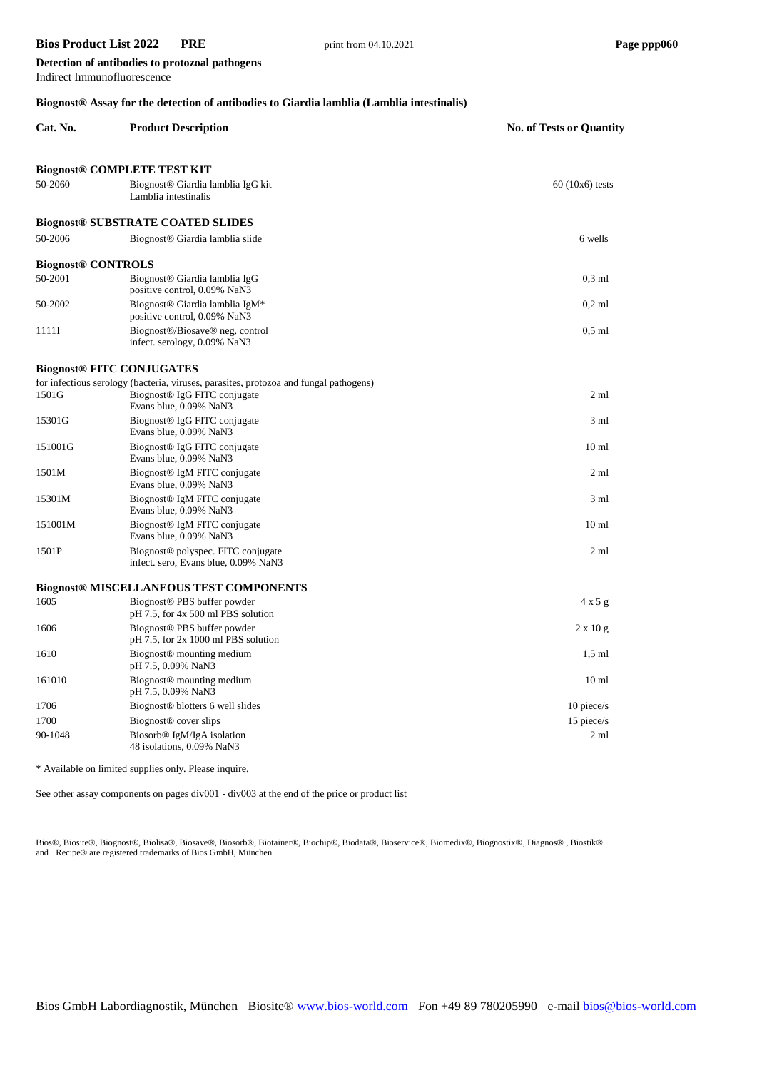**Detection of antibodies to protozoal pathogens**
Indirect Immunofluorescence

**Biognost® Assay for the detection of antibodies to Giardia lamblia (Lamblia intestinalis)**

| Cat. No. | Product Description | No. of Tests or Quantity |
|---|---|---|
| **Biognost® COMPLETE TEST KIT** | | |
| 50-2060 | Biognost® Giardia lamblia IgG kit<br>Lamblia intestinalis | 60 (10x6) tests |
| **Biognost® SUBSTRATE COATED SLIDES** | | |
| 50-2006 | Biognost® Giardia lamblia slide | 6 wells |
| **Biognost® CONTROLS** | | |
| 50-2001 | Biognost® Giardia lamblia IgG<br>positive control, 0.09% NaN3 | 0,3 ml |
| 50-2002 | Biognost® Giardia lamblia IgM*<br>positive control, 0.09% NaN3 | 0,2 ml |
| 1111I | Biognost®/Biosave® neg. control<br>infect. serology, 0.09% NaN3 | 0,5 ml |
| **Biognost® FITC CONJUGATES** | | |
| | for infectious serology (bacteria, viruses, parasites, protozoa and fungal pathogens) | |
| 1501G | Biognost® IgG FITC conjugate<br>Evans blue, 0.09% NaN3 | 2 ml |
| 15301G | Biognost® IgG FITC conjugate<br>Evans blue, 0.09% NaN3 | 3 ml |
| 151001G | Biognost® IgG FITC conjugate<br>Evans blue, 0.09% NaN3 | 10 ml |
| 1501M | Biognost® IgM FITC conjugate<br>Evans blue, 0.09% NaN3 | 2 ml |
| 15301M | Biognost® IgM FITC conjugate<br>Evans blue, 0.09% NaN3 | 3 ml |
| 151001M | Biognost® IgM FITC conjugate<br>Evans blue, 0.09% NaN3 | 10 ml |
| 1501P | Biognost® polyspec. FITC conjugate<br>infect. sero, Evans blue, 0.09% NaN3 | 2 ml |
| **Biognost® MISCELLANEOUS TEST COMPONENTS** | | |
| 1605 | Biognost® PBS buffer powder<br>pH 7.5, for 4x 500 ml PBS solution | 4 x 5 g |
| 1606 | Biognost® PBS buffer powder<br>pH 7.5, for 2x 1000 ml PBS solution | 2 x 10 g |
| 1610 | Biognost® mounting medium<br>pH 7.5, 0.09% NaN3 | 1,5 ml |
| 161010 | Biognost® mounting medium<br>pH 7.5, 0.09% NaN3 | 10 ml |
| 1706 | Biognost® blotters 6 well slides | 10 piece/s |
| 1700 | Biognost® cover slips | 15 piece/s |
| 90-1048 | Biosorb® IgM/IgA isolation<br>48 isolations, 0.09% NaN3 | 2 ml |

* Available on limited supplies only. Please inquire.

See other assay components on pages div001 - div003 at the end of the price or product list

Bios®, Biosite®, Biognost®, Biolisa®, Biosave®, Biosorb®, Biotainer®, Biochip®, Biodata®, Bioservice®, Biomedix®, Biognostix®, Diagnos®, Biostik® and Recipe® are registered trademarks of Bios GmbH, München.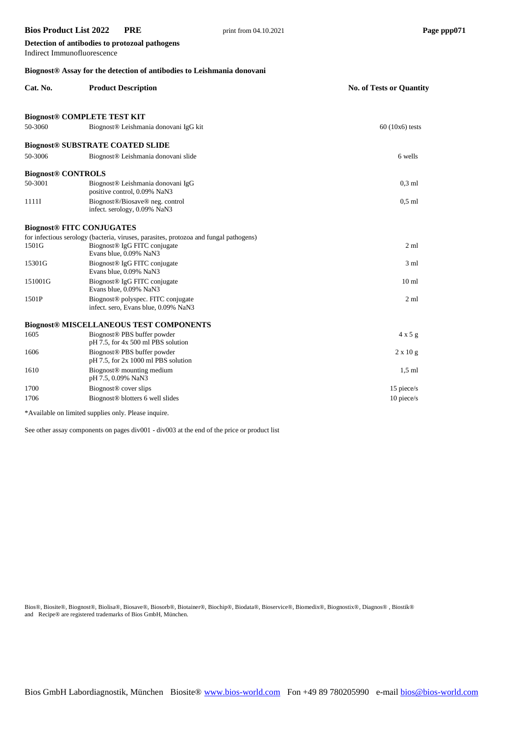**Detection of antibodies to protozoal pathogens**
Indirect Immunofluorescence

**Biognost® Assay for the detection of antibodies to Leishmania donovani**

| Cat. No. | Product Description | No. of Tests or Quantity |
|---|---|---|
| **Biognost® COMPLETE TEST KIT** | | |
| 50-3060 | Biognost® Leishmania donovani IgG kit | 60 (10x6) tests |
| **Biognost® SUBSTRATE COATED SLIDE** | | |
| 50-3006 | Biognost® Leishmania donovani slide | 6 wells |
| **Biognost® CONTROLS** | | |
| 50-3001 | Biognost® Leishmania donovani IgG positive control, 0.09% NaN3 | 0,3 ml |
| 1111I | Biognost®/Biosave® neg. control infect. serology, 0.09% NaN3 | 0,5 ml |
| **Biognost® FITC CONJUGATES** | | |
| | for infectious serology (bacteria, viruses, parasites, protozoa and fungal pathogens) | |
| 1501G | Biognost® IgG FITC conjugate Evans blue, 0.09% NaN3 | 2 ml |
| 15301G | Biognost® IgG FITC conjugate Evans blue, 0.09% NaN3 | 3 ml |
| 151001G | Biognost® IgG FITC conjugate Evans blue, 0.09% NaN3 | 10 ml |
| 1501P | Biognost® polyspec. FITC conjugate infect. sero, Evans blue, 0.09% NaN3 | 2 ml |
| **Biognost® MISCELLANEOUS TEST COMPONENTS** | | |
| 1605 | Biognost® PBS buffer powder pH 7.5, for 4x 500 ml PBS solution | 4 x 5 g |
| 1606 | Biognost® PBS buffer powder pH 7.5, for 2x 1000 ml PBS solution | 2 x 10 g |
| 1610 | Biognost® mounting medium pH 7.5, 0.09% NaN3 | 1,5 ml |
| 1700 | Biognost® cover slips | 15 piece/s |
| 1706 | Biognost® blotters 6 well slides | 10 piece/s |

*Available on limited supplies only. Please inquire.

See other assay components on pages div001 - div003 at the end of the price or product list

Bios®, Biosite®, Biognost®, Biolisa®, Biosave®, Biosorb®, Biotainer®, Biochip®, Biodata®, Bioservice®, Biomedix®, Biognostix®, Diagnos® , Biostik® and Recipe® are registered trademarks of Bios GmbH, München.

Bios GmbH Labordiagnostik, München Biosite® www.bios-world.com Fon +49 89 780205990 e-mail bios@bios-world.com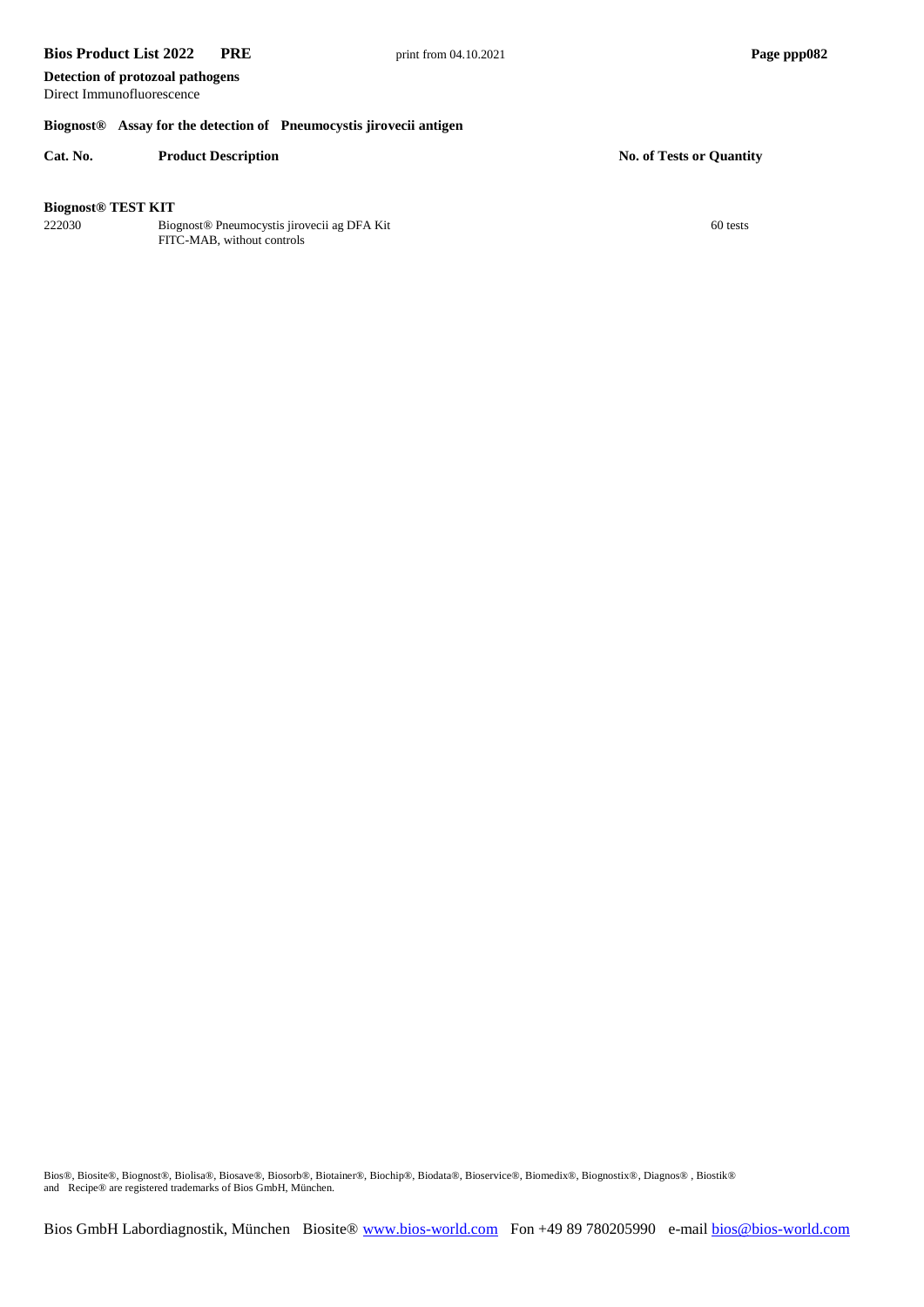**Detection of protozoal pathogens**
Direct Immunofluorescence

**Biognost® Assay for the detection of Pneumocystis jirovecii antigen**

| Cat. No. | Product Description | No. of Tests or Quantity |
|---|---|---|
| **Biognost® TEST KIT** | | |
| 222030 | Biognost® Pneumocystis jirovecii ag DFA Kit<br>FITC-MAB, without controls | 60 tests |

Bios®, Biosite®, Biognost®, Biolisa®, Biosave®, Biosorb®, Biotainer®, Biochip®, Biodata®, Bioservice®, Biomedix®, Biognostix®, Diagnos®, Biostik® and Recipe® are registered trademarks of Bios GmbH, München.

Bios GmbH Labordiagnostik, München Biosite® www.bios-world.com Fon +49 89 780205990 e-mail bios@bios-world.com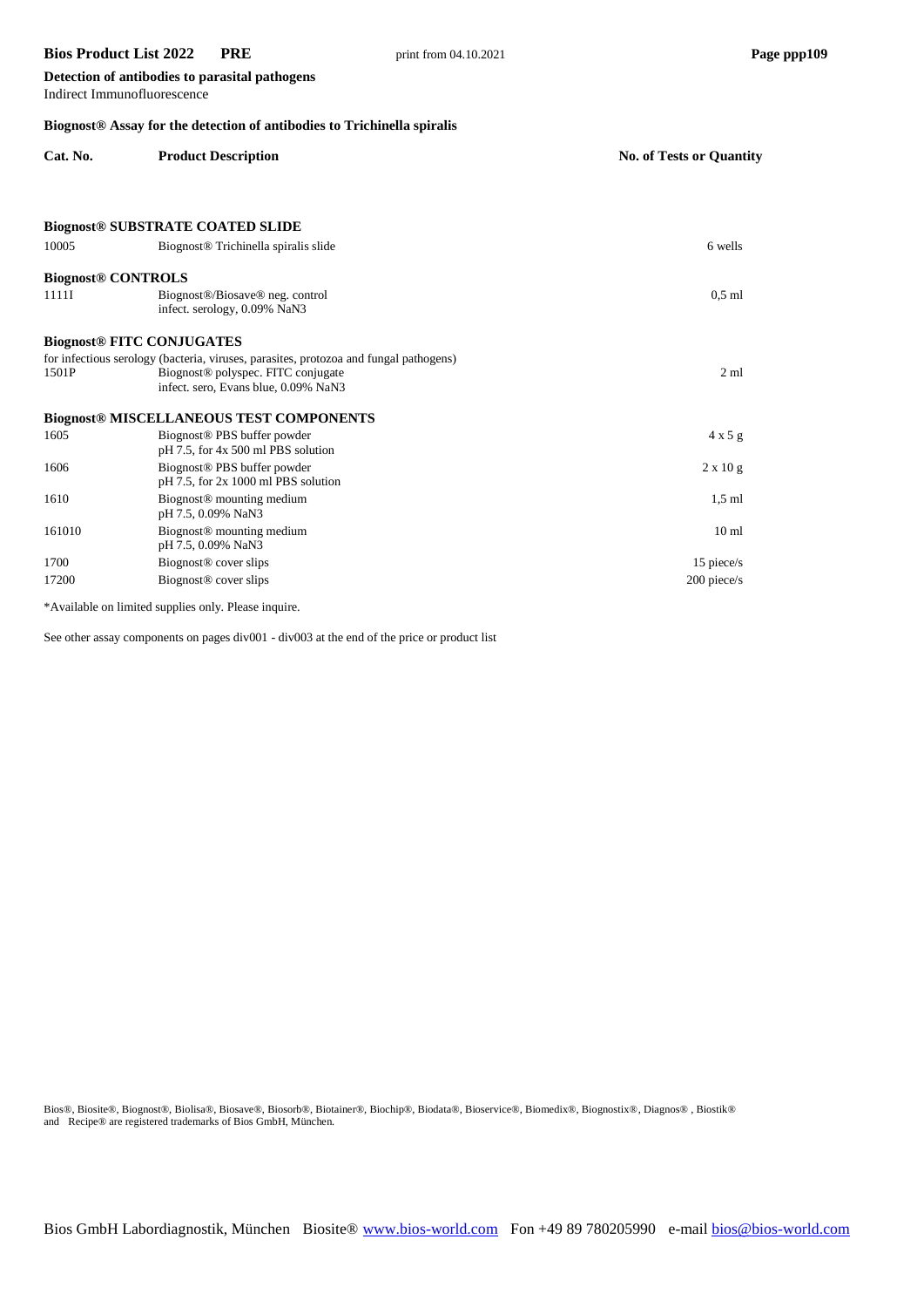**Detection of antibodies to parasital pathogens**
Indirect Immunofluorescence

**Biognost® Assay for the detection of antibodies to Trichinella spiralis**

| Cat. No. | Product Description | No. of Tests or Quantity |
|---|---|---|
| **Biognost® SUBSTRATE COATED SLIDE** | | |
| 10005 | Biognost® Trichinella spiralis slide | 6 wells |
| **Biognost® CONTROLS** | | |
| 1111I | Biognost®/Biosave® neg. control<br>infect. serology, 0.09% NaN3 | 0,5 ml |
| **Biognost® FITC CONJUGATES** | | |
| for infectious serology (bacteria, viruses, parasites, protozoa and fungal pathogens) | | |
| 1501P | Biognost® polyspec. FITC conjugate<br>infect. sero, Evans blue, 0.09% NaN3 | 2 ml |
| **Biognost® MISCELLANEOUS TEST COMPONENTS** | | |
| 1605 | Biognost® PBS buffer powder<br>pH 7.5, for 4x 500 ml PBS solution | 4 x 5 g |
| 1606 | Biognost® PBS buffer powder<br>pH 7.5, for 2x 1000 ml PBS solution | 2 x 10 g |
| 1610 | Biognost® mounting medium<br>pH 7.5, 0.09% NaN3 | 1,5 ml |
| 161010 | Biognost® mounting medium<br>pH 7.5, 0.09% NaN3 | 10 ml |
| 1700 | Biognost® cover slips | 15 piece/s |
| 17200 | Biognost® cover slips | 200 piece/s |

*Available on limited supplies only. Please inquire.

See other assay components on pages div001 - div003 at the end of the price or product list

Bios®, Biosite®, Biognost®, Biolisa®, Biosave®, Biosorb®, Biotainer®, Biochip®, Biodata®, Bioservice®, Biomedix®, Biognostix®, Diagnos® , Biostik® and Recipe® are registered trademarks of Bios GmbH, München.

Bios GmbH Labordiagnostik, München Biosite® www.bios-world.com Fon +49 89 780205990 e-mail bios@bios-world.com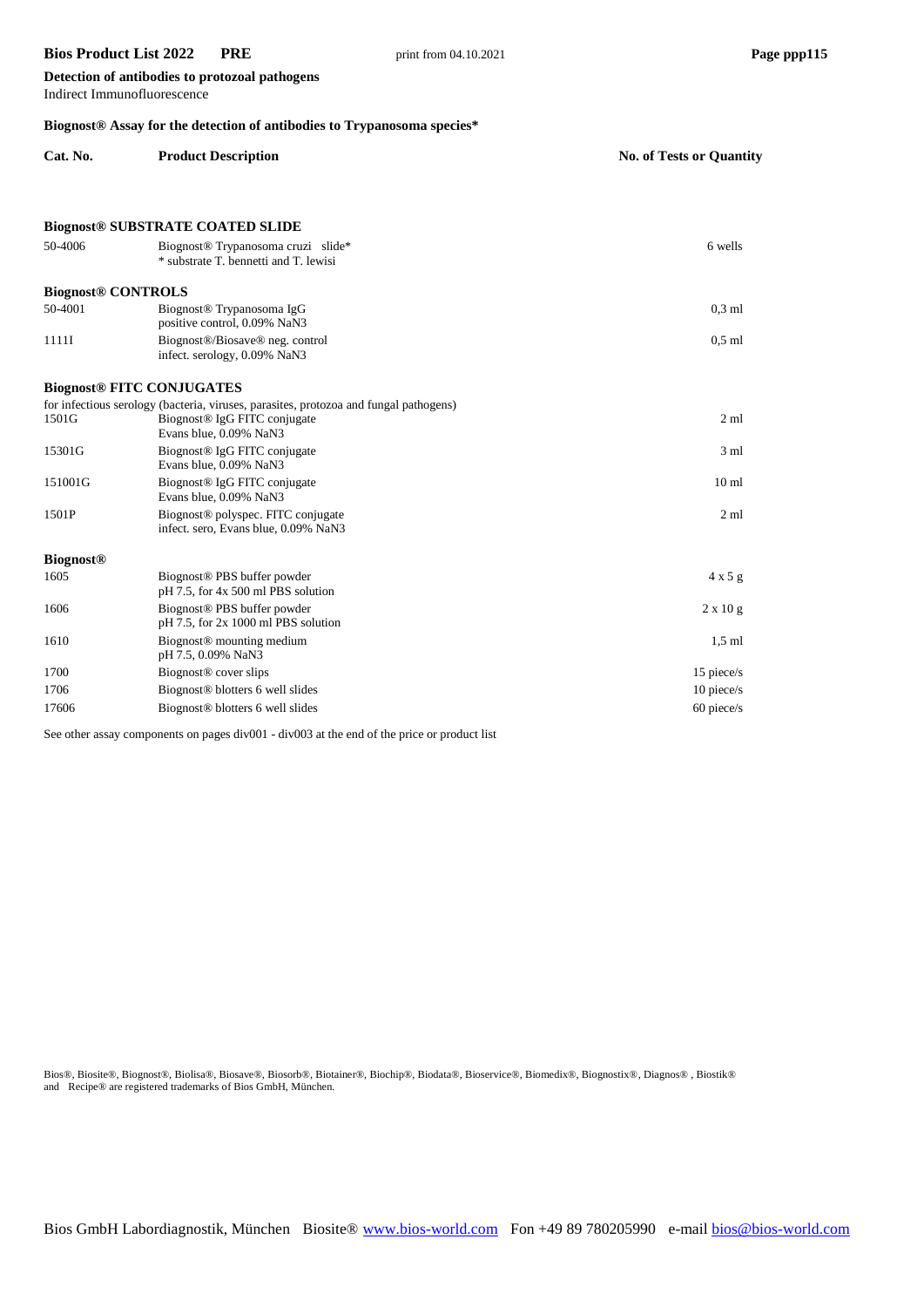**Detection of antibodies to protozoal pathogens**
Indirect Immunofluorescence

**Biognost® Assay for the detection of antibodies to Trypanosoma species***

| Cat. No. | Product Description | No. of Tests or Quantity |
|---|---|---|
| | **Biognost® SUBSTRATE COATED SLIDE** | |
| 50-4006 | Biognost® Trypanosoma cruzi slide*<br>* substrate T. bennetti and T. lewisi | 6 wells |
| **Biognost® CONTROLS** | | |
| 50-4001 | Biognost® Trypanosoma IgG<br>positive control, 0.09% NaN3 | 0,3 ml |
| 1111I | Biognost®/Biosave® neg. control<br>infect. serology, 0.09% NaN3 | 0,5 ml |
| **Biognost® FITC CONJUGATES** | | |
| | for infectious serology (bacteria, viruses, parasites, protozoa and fungal pathogens) | |
| 1501G | Biognost® IgG FITC conjugate<br>Evans blue, 0.09% NaN3 | 2 ml |
| 15301G | Biognost® IgG FITC conjugate<br>Evans blue, 0.09% NaN3 | 3 ml |
| 151001G | Biognost® IgG FITC conjugate<br>Evans blue, 0.09% NaN3 | 10 ml |
| 1501P | Biognost® polyspec. FITC conjugate<br>infect. sero, Evans blue, 0.09% NaN3 | 2 ml |
| **Biognost®** | | |
| 1605 | Biognost® PBS buffer powder<br>pH 7.5, for 4x 500 ml PBS solution | 4 x 5 g |
| 1606 | Biognost® PBS buffer powder<br>pH 7.5, for 2x 1000 ml PBS solution | 2 x 10 g |
| 1610 | Biognost® mounting medium<br>pH 7.5, 0.09% NaN3 | 1,5 ml |
| 1700 | Biognost® cover slips | 15 piece/s |
| 1706 | Biognost® blotters 6 well slides | 10 piece/s |
| 17606 | Biognost® blotters 6 well slides | 60 piece/s |

See other assay components on pages div001 - div003 at the end of the price or product list

Bios®, Biosite®, Biognost®, Biolisa®, Biosave®, Biosorb®, Biotainer®, Biochip®, Biodata®, Bioservice®, Biomedix®, Biognostix®, Diagnos® , Biostik® and Recipe® are registered trademarks of Bios GmbH, München.